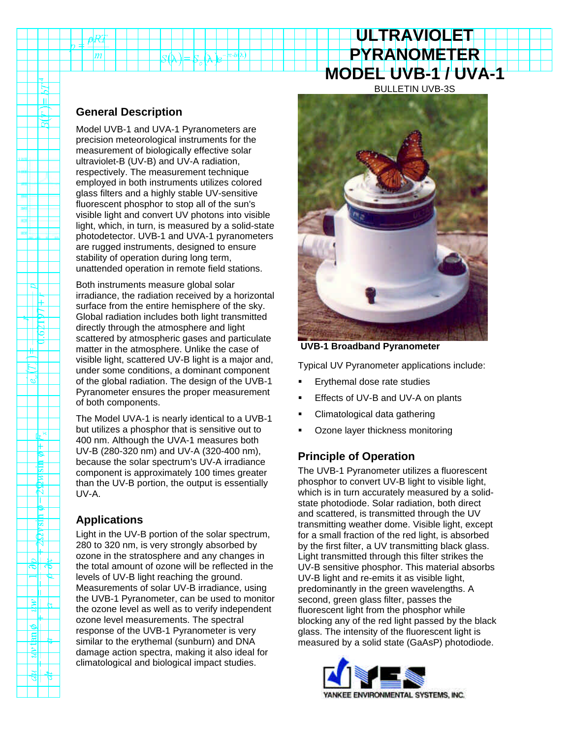# ULTRAVIOLET PYRANOMETER MODEL UVB-1 / UVA-1

BULLETIN UVB-3S

## General Description

Model UVB-1 and UVA-1 Pyranometers are precision meteorological instruments for the measurement of biologically effective solar ultraviolet-B (UV-B) and UV-A radiation, respectively. The measurement technique employed in both instruments utilizes colored glass filters and a highly stable UV-sensitive fluorescent phosphor to stop all of the sun's visible light and convert UV photons into visible light, which, in turn, is measured by a solid-state photodetector. UVB-1 and UVA-1 pyranometers are rugged instruments, designed to ensure stability of operation during long term, unattended operation in remote field stations.

Both instruments measure global solar irradiance, the radiation received by a horizontal surface from the entire hemisphere of the sky. Global radiation includes both light transmitted directly through the atmosphere and light scattered by atmospheric gases and particulate matter in the atmosphere. Unlike the case of visible light, scattered UV-B light is a major and, under some conditions, a dominant component of the global radiation. The design of the UVB-1 Pyranometer ensures the proper measurement of both components.

The Model UVA-1 is nearly identical to a UVB-1 but utilizes a phosphor that is sensitive out to 400 nm. Although the UVA-1 measures both UV-B (280-320 nm) and UV-A (320-400 nm), because the solar spectrum's UV-A irradiance component is approximately 100 times greater than the UV-B portion, the output is essentially UV-A.

## Applications

Light in the UV-B portion of the solar spectrum, 280 to 320 nm, is very strongly absorbed by ozone in the stratosphere and any changes in the total amount of ozone will be reflected in the levels of UV-B light reaching the ground. Measurements of solar UV-B irradiance, using the UVB-1 Pyranometer, can be used to monitor the ozone level as well as to verify independent ozone level measurements. The spectral response of the UVB-1 Pyranometer is very similar to the erythemal (sunburn) and DNA damage action spectra, making it also ideal for climatological and biological impact studies.

**UVB-1 Broadband Pyranometer**

Typical UV Pyranometer applications include:

- Erythemal dose rate studies
- Effects of UV-B and UV-A on plants
- Climatological data gathering
- Ozone layer thickness monitoring

## Principle of Operation

The UVB-1 Pyranometer utilizes a fluorescent phosphor to convert UV-B light to visible light, which is in turn accurately measured by a solid-state photodiode. Solar radiation, both direct and scattered, is transmitted through the UV transmitting weather dome. Visible light, except for a small fraction of the red light, is absorbed by the first filter, a UV transmitting black glass. Light transmitted through this filter strikes the UV-B sensitive phosphor. This material absorbs UV-B light and re-emits it as visible light, predominantly in the green wavelengths. A second, green glass filter, passes the fluorescent light from the phosphor while blocking any of the red light passed by the black glass. The intensity of the fluorescent light is measured by a solid state (GaAsP) photodiode.

YANKEE ENVIRONMENTAL SYSTEMS, INC.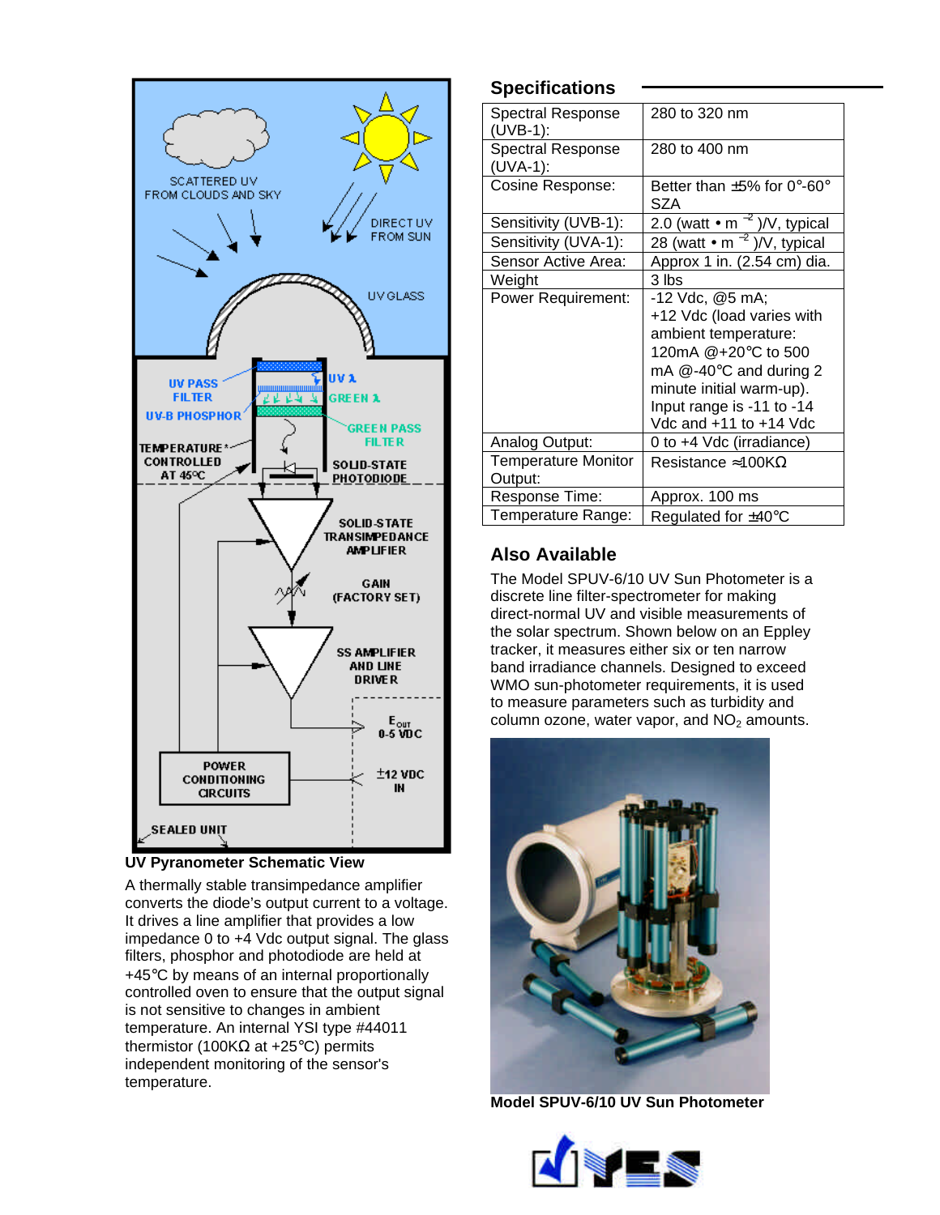### UV Pyranometer Schematic View

A thermally stable transimpedance amplifier converts the diode's output current to a voltage. It drives a line amplifier that provides a low impedance 0 to +4 Vdc output signal. The glass filters, phosphor and photodiode are held at +45°C by means of an internal proportionally controlled oven to ensure that the output signal is not sensitive to changes in ambient temperature. An internal YSI type #44011 thermistor (100KΩ at +25°C) permits independent monitoring of the sensor's temperature.

## Specifications

| | |
|---|---|
| Spectral Response (UVB-1): | 280 to 320 nm |
| Spectral Response (UVA-1): | 280 to 400 nm |
| Cosine Response: | Better than ±5% for 0°-60° SZA |
| Sensitivity (UVB-1): | 2.0 (watt • m $^{-2}$ )/V, typical |
| Sensitivity (UVA-1): | 28 (watt • m $^{-2}$ )/V, typical |
| Sensor Active Area: | Approx 1 in. (2.54 cm) dia. |
| Weight | 3 lbs |
| Power Requirement: | -12 Vdc, @5 mA; +12 Vdc (load varies with ambient temperature: 120mA @+20°C to 500 mA @-40°C and during 2 minute initial warm-up). Input range is -11 to -14 Vdc and +11 to +14 Vdc |
| Analog Output: | 0 to +4 Vdc (irradiance) |
| Temperature Monitor Output: | Resistance ≈100KΩ |
| Response Time: | Approx. 100 ms |
| Temperature Range: | Regulated for ±40°C |

## Also Available

The Model SPUV-6/10 UV Sun Photometer is a discrete line filter-spectrometer for making direct-normal UV and visible measurements of the solar spectrum. Shown below on an Eppley tracker, it measures either six or ten narrow band irradiance channels. Designed to exceed WMO sun-photometer requirements, it is used to measure parameters such as turbidity and column ozone, water vapor, and $NO_2$ amounts.

**Model SPUV-6/10 UV Sun Photometer**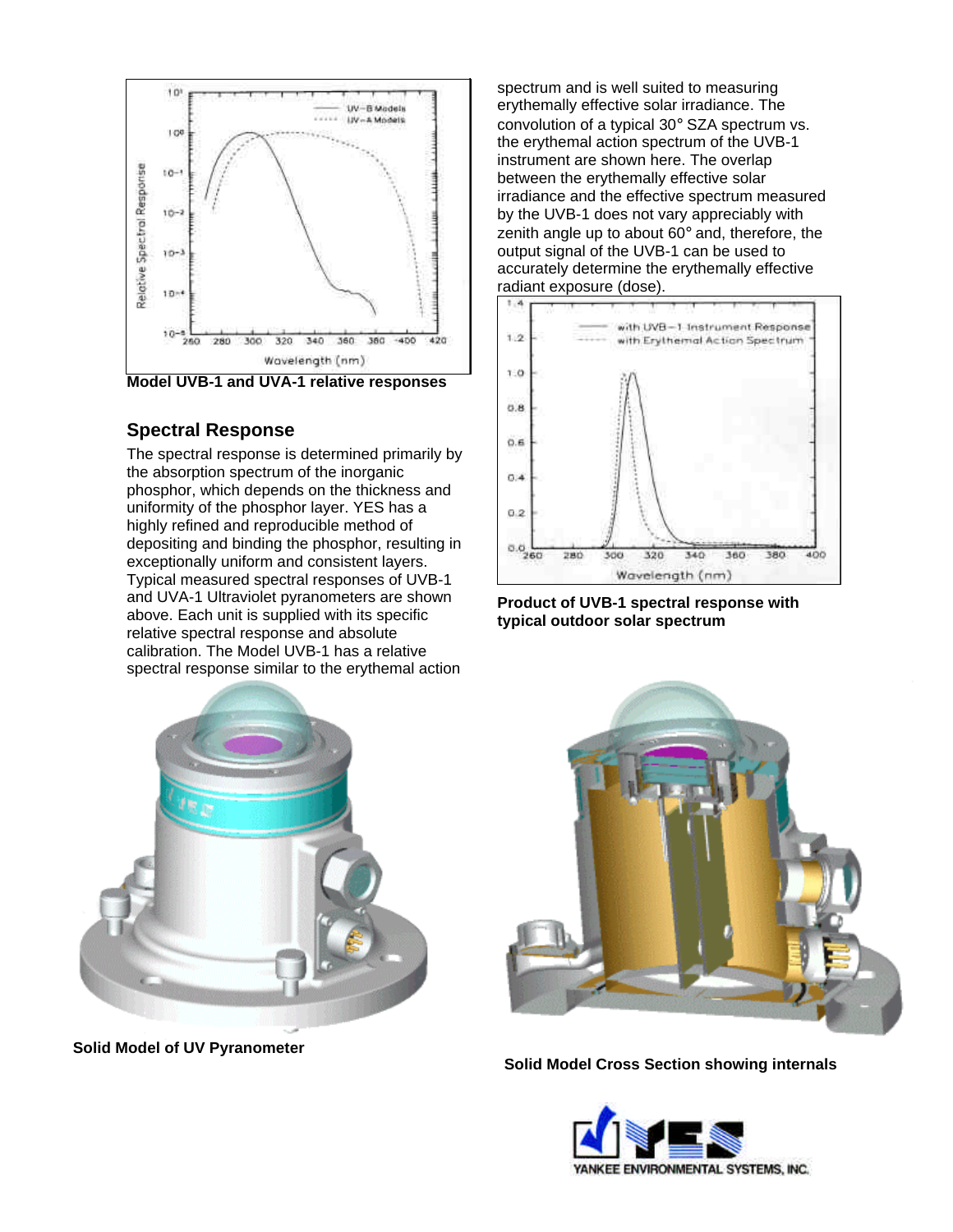Model UVB-1 and UVA-1 relative responses

## Spectral Response

The spectral response is determined primarily by the absorption spectrum of the inorganic phosphor, which depends on the thickness and uniformity of the phosphor layer. YES has a highly refined and reproducible method of depositing and binding the phosphor, resulting in exceptionally uniform and consistent layers. Typical measured spectral responses of UVB-1 and UVA-1 Ultraviolet pyranometers are shown above. Each unit is supplied with its specific relative spectral response and absolute calibration. The Model UVB-1 has a relative spectral response similar to the erythemal action spectrum and is well suited to measuring erythemally effective solar irradiance. The convolution of a typical 30° SZA spectrum vs. the erythemal action spectrum of the UVB-1 instrument are shown here. The overlap between the erythemally effective solar irradiance and the effective spectrum measured by the UVB-1 does not vary appreciably with zenith angle up to about 60° and, therefore, the output signal of the UVB-1 can be used to accurately determine the erythemally effective radiant exposure (dose).

Product of UVB-1 spectral response with typical outdoor solar spectrum

Solid Model of UV Pyranometer

Solid Model Cross Section showing internals

YANKEE ENVIRONMENTAL SYSTEMS, INC.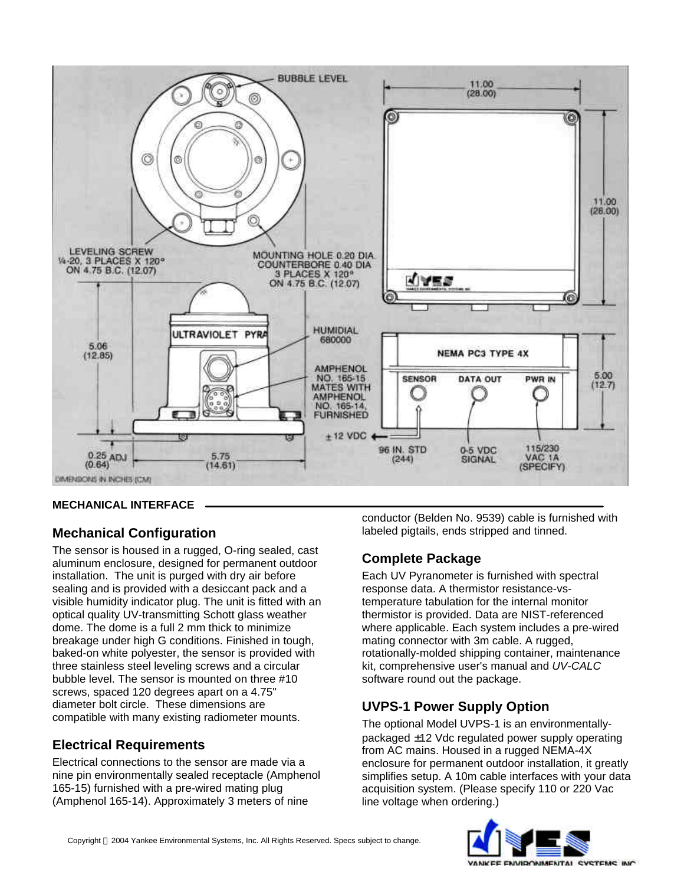BUBBLE LEVEL

11.00 (28.00)

11.00 (28.00)

LEVELING SCREW ¼-20, 3 PLACES X 120° ON 4.75 B.C. (12.07)

MOUNTING HOLE 0.20 DIA. COUNTERBORE 0.40 DIA 3 PLACES X 120° ON 4.75 B.C. (12.07)

ULTRAVIOLET PYRA

HUMIDIAL 680000

AMPHENOL NO. 165-15 MATES WITH AMPHENOL NO. 165-14, FURNISHED

5.06 (12.85)

NEMA PC3 TYPE 4X

SENSOR

DATA OUT

PWR IN

5.00 (12.7)

± 12 VDC

0.25 ADJ (0.64)

5.75 (14.61)

96 IN. STD (244)

0-5 VDC SIGNAL

115/230 VAC 1A (SPECIFY)

DIMENSIONS IN INCHES (CM)

**MECHANICAL INTERFACE**

### Mechanical Configuration

The sensor is housed in a rugged, O-ring sealed, cast aluminum enclosure, designed for permanent outdoor installation. The unit is purged with dry air before sealing and is provided with a desiccant pack and a visible humidity indicator plug. The unit is fitted with an optical quality UV-transmitting Schott glass weather dome. The dome is a full 2 mm thick to minimize breakage under high G conditions. Finished in tough, baked-on white polyester, the sensor is provided with three stainless steel leveling screws and a circular bubble level. The sensor is mounted on three #10 screws, spaced 120 degrees apart on a 4.75" diameter bolt circle. These dimensions are compatible with many existing radiometer mounts.

### Electrical Requirements

Electrical connections to the sensor are made via a nine pin environmentally sealed receptacle (Amphenol 165-15) furnished with a pre-wired mating plug (Amphenol 165-14). Approximately 3 meters of nine conductor (Belden No. 9539) cable is furnished with labeled pigtails, ends stripped and tinned.

### Complete Package

Each UV Pyranometer is furnished with spectral response data. A thermistor resistance-vs-temperature tabulation for the internal monitor thermistor is provided. Data are NIST-referenced where applicable. Each system includes a pre-wired mating connector with 3m cable. A rugged, rotationally-molded shipping container, maintenance kit, comprehensive user's manual and *UV-CALC* software round out the package.

### UVPS-1 Power Supply Option

The optional Model UVPS-1 is an environmentally-packaged ±12 Vdc regulated power supply operating from AC mains. Housed in a rugged NEMA-4X enclosure for permanent outdoor installation, it greatly simplifies setup. A 10m cable interfaces with your data acquisition system. (Please specify 110 or 220 Vac line voltage when ordering.)

Copyright © 2004 Yankee Environmental Systems, Inc. All Rights Reserved. Specs subject to change.

YANKEE ENVIRONMENTAL SYSTEMS, INC.